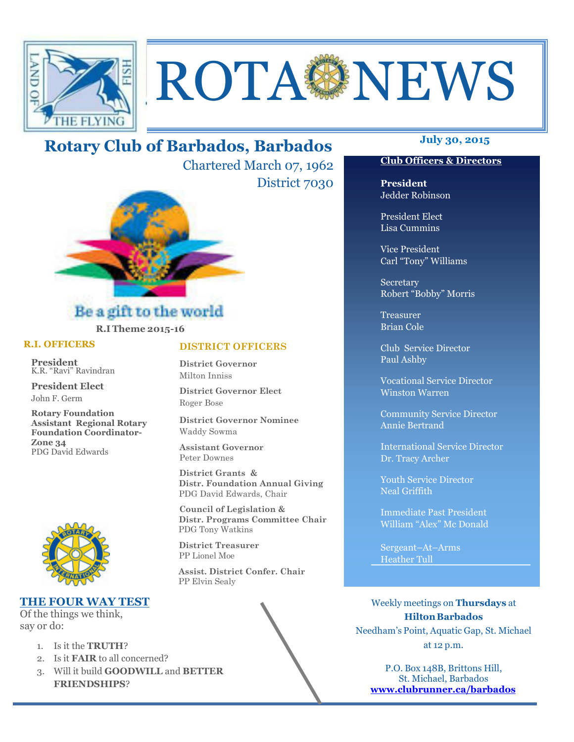# ROTA NEWS

## Rotary Club of Barbados, Barbados

Chartered March 07, 1962
District 7030

**July 30, 2015**

Be a gift to the world

**R.I Theme 2015-16**

### R.I. OFFICERS

**President**
K.R. "Ravi" Ravindran

**President Elect**
John F. Germ

**Rotary Foundation Assistant Regional Rotary Foundation Coordinator- Zone 34**
PDG David Edwards

### DISTRICT OFFICERS

**District Governor**
Milton Inniss

**District Governor Elect**
Roger Bose

**District Governor Nominee**
Waddy Sowma

**Assistant Governor**
Peter Downes

**District Grants & Distr. Foundation Annual Giving**
PDG David Edwards, Chair

**Council of Legislation & Distr. Programs Committee Chair**
PDG Tony Watkins

**District Treasurer**
PP Lionel Moe

**Assist. District Confer. Chair**
PP Elvin Sealy

### Club Officers & Directors

**President**
Jedder Robinson

President Elect
Lisa Cummins

Vice President
Carl "Tony" Williams

Secretary
Robert "Bobby" Morris

Treasurer
Brian Cole

Club Service Director
Paul Ashby

Vocational Service Director
Winston Warren

Community Service Director
Annie Bertrand

International Service Director
Dr. Tracy Archer

Youth Service Director
Neal Griffith

Immediate Past President
William "Alex" Mc Donald

Sergeant–At–Arms
Heather Tull

### THE FOUR WAY TEST

Of the things we think,
say or do:

1. Is it the **TRUTH**?
2. Is it **FAIR** to all concerned?
3. Will it build **GOODWILL** and **BETTER FRIENDSHIPS**?

Weekly meetings on **Thursdays** at **Hilton Barbados**
Needham's Point, Aquatic Gap, St. Michael
at 12 p.m.

P.O. Box 148B, Brittons Hill,
St. Michael, Barbados
**www.clubrunner.ca/barbados**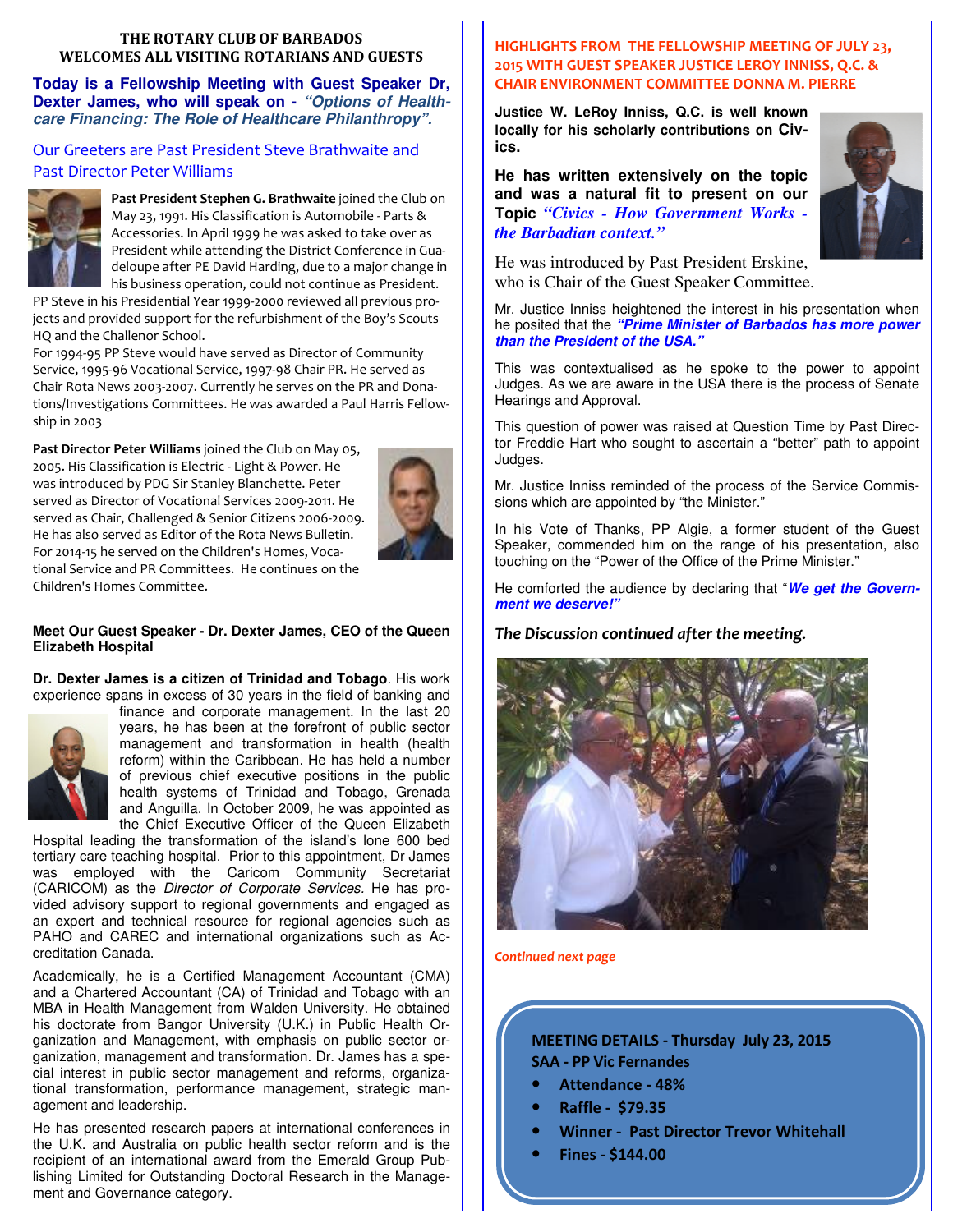## THE ROTARY CLUB OF BARBADOS
## WELCOMES ALL VISITING ROTARIANS AND GUESTS

**Today is a Fellowship Meeting with Guest Speaker Dr, Dexter James, who will speak on - *"Options of Health-care Financing: The Role of Healthcare Philanthropy".***

### Our Greeters are Past President Steve Brathwaite and Past Director Peter Williams

**Past President Stephen G. Brathwaite** joined the Club on May 23, 1991. His Classification is Automobile - Parts & Accessories. In April 1999 he was asked to take over as President while attending the District Conference in Guadeloupe after PE David Harding, due to a major change in his business operation, could not continue as President. PP Steve in his Presidential Year 1999-2000 reviewed all previous projects and provided support for the refurbishment of the Boy's Scouts HQ and the Challenor School.

For 1994-95 PP Steve would have served as Director of Community Service, 1995-96 Vocational Service, 1997-98 Chair PR. He served as Chair Rota News 2003-2007. Currently he serves on the PR and Donations/Investigations Committees. He was awarded a Paul Harris Fellowship in 2003

**Past Director Peter Williams** joined the Club on May 05, 2005. His Classification is Electric - Light & Power. He was introduced by PDG Sir Stanley Blanchette. Peter served as Director of Vocational Services 2009-2011. He served as Chair, Challenged & Senior Citizens 2006-2009. He has also served as Editor of the Rota News Bulletin. For 2014-15 he served on the Children's Homes, Vocational Service and PR Committees. He continues on the Children's Homes Committee.

---

**Meet Our Guest Speaker - Dr. Dexter James, CEO of the Queen Elizabeth Hospital**

**Dr. Dexter James is a citizen of Trinidad and Tobago**. His work experience spans in excess of 30 years in the field of banking and finance and corporate management. In the last 20 years, he has been at the forefront of public sector management and transformation in health (health reform) within the Caribbean. He has held a number of previous chief executive positions in the public health systems of Trinidad and Tobago, Grenada and Anguilla. In October 2009, he was appointed as the Chief Executive Officer of the Queen Elizabeth Hospital leading the transformation of the island's lone 600 bed tertiary care teaching hospital. Prior to this appointment, Dr James was employed with the Caricom Community Secretariat (CARICOM) as the *Director of Corporate Services.* He has provided advisory support to regional governments and engaged as an expert and technical resource for regional agencies such as PAHO and CAREC and international organizations such as Accreditation Canada.

Academically, he is a Certified Management Accountant (CMA) and a Chartered Accountant (CA) of Trinidad and Tobago with an MBA in Health Management from Walden University. He obtained his doctorate from Bangor University (U.K.) in Public Health Organization and Management, with emphasis on public sector organization, management and transformation. Dr. James has a special interest in public sector management and reforms, organizational transformation, performance management, strategic management and leadership.

He has presented research papers at international conferences in the U.K. and Australia on public health sector reform and is the recipient of an international award from the Emerald Group Publishing Limited for Outstanding Doctoral Research in the Management and Governance category.

## HIGHLIGHTS FROM THE FELLOWSHIP MEETING OF JULY 23, 2015 WITH GUEST SPEAKER JUSTICE LEROY INNISS, Q.C. & CHAIR ENVIRONMENT COMMITTEE DONNA M. PIERRE

**Justice W. LeRoy Inniss, Q.C. is well known locally for his scholarly contributions on Civics.**

**He has written extensively on the topic and was a natural fit to present on our Topic *"Civics - How Government Works - the Barbadian context."***

He was introduced by Past President Erskine, who is Chair of the Guest Speaker Committee.

Mr. Justice Inniss heightened the interest in his presentation when he posited that the ***"Prime Minister of Barbados has more power than the President of the USA."***

This was contextualised as he spoke to the power to appoint Judges. As we are aware in the USA there is the process of Senate Hearings and Approval.

This question of power was raised at Question Time by Past Director Freddie Hart who sought to ascertain a "better" path to appoint Judges.

Mr. Justice Inniss reminded of the process of the Service Commissions which are appointed by "the Minister."

In his Vote of Thanks, PP Algie, a former student of the Guest Speaker, commended him on the range of his presentation, also touching on the "Power of the Office of the Prime Minister."

He comforted the audience by declaring that "***We get the Government we deserve!"***

***The Discussion continued after the meeting.***

*Continued next page*

**MEETING DETAILS - Thursday July 23, 2015**
**SAA - PP Vic Fernandes**

- **Attendance - 48%**
- **Raffle - $79.35**
- **Winner - Past Director Trevor Whitehall**
- **Fines - $144.00**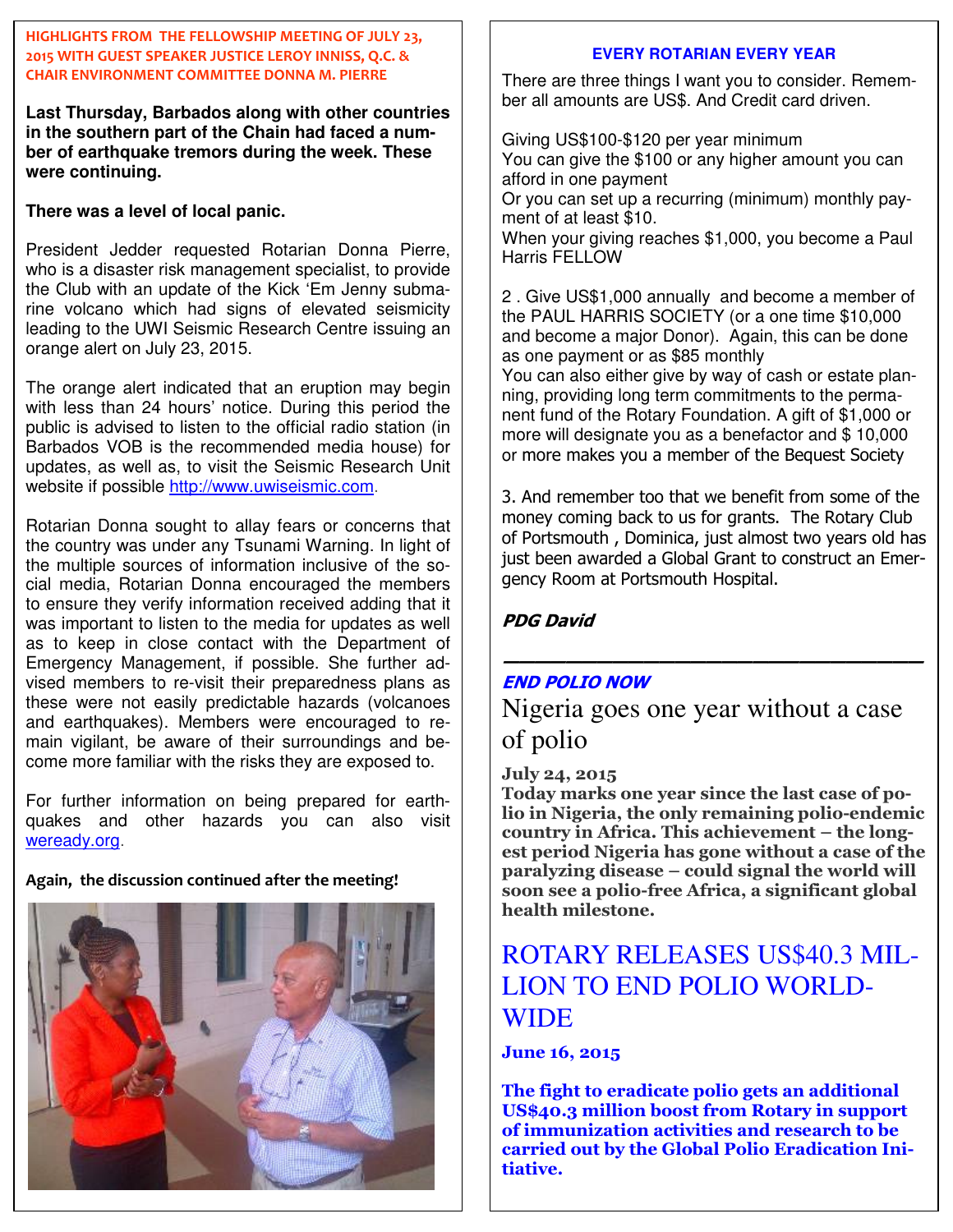## HIGHLIGHTS FROM THE FELLOWSHIP MEETING OF JULY 23, 2015 WITH GUEST SPEAKER JUSTICE LEROY INNISS, Q.C. & CHAIR ENVIRONMENT COMMITTEE DONNA M. PIERRE

**Last Thursday, Barbados along with other countries in the southern part of the Chain had faced a number of earthquake tremors during the week. These were continuing.**

**There was a level of local panic.**

President Jedder requested Rotarian Donna Pierre, who is a disaster risk management specialist, to provide the Club with an update of the Kick 'Em Jenny submarine volcano which had signs of elevated seismicity leading to the UWI Seismic Research Centre issuing an orange alert on July 23, 2015.

The orange alert indicated that an eruption may begin with less than 24 hours' notice. During this period the public is advised to listen to the official radio station (in Barbados VOB is the recommended media house) for updates, as well as, to visit the Seismic Research Unit website if possible http://www.uwiseismic.com.

Rotarian Donna sought to allay fears or concerns that the country was under any Tsunami Warning. In light of the multiple sources of information inclusive of the social media, Rotarian Donna encouraged the members to ensure they verify information received adding that it was important to listen to the media for updates as well as to keep in close contact with the Department of Emergency Management, if possible. She further advised members to re-visit their preparedness plans as these were not easily predictable hazards (volcanoes and earthquakes). Members were encouraged to remain vigilant, be aware of their surroundings and become more familiar with the risks they are exposed to.

For further information on being prepared for earthquakes and other hazards you can also visit weready.org.

**Again, the discussion continued after the meeting!**

## EVERY ROTARIAN EVERY YEAR

There are three things I want you to consider. Remember all amounts are US$. And Credit card driven.

Giving US$100-$120 per year minimum
You can give the $100 or any higher amount you can afford in one payment
Or you can set up a recurring (minimum) monthly payment of at least $10.
When your giving reaches $1,000, you become a Paul Harris FELLOW

2 . Give US$1,000 annually and become a member of the PAUL HARRIS SOCIETY (or a one time $10,000 and become a major Donor). Again, this can be done as one payment or as $85 monthly
You can also either give by way of cash or estate planning, providing long term commitments to the permanent fund of the Rotary Foundation. A gift of $1,000 or more will designate you as a benefactor and $ 10,000 or more makes you a member of the Bequest Society

3. And remember too that we benefit from some of the money coming back to us for grants. The Rotary Club of Portsmouth , Dominica, just almost two years old has just been awarded a Global Grant to construct an Emergency Room at Portsmouth Hospital.

***PDG David***

---

## *END POLIO NOW*

## Nigeria goes one year without a case of polio

**July 24, 2015**
**Today marks one year since the last case of polio in Nigeria, the only remaining polio-endemic country in Africa. This achievement – the longest period Nigeria has gone without a case of the paralyzing disease – could signal the world will soon see a polio-free Africa, a significant global health milestone.**

## ROTARY RELEASES US$40.3 MILLION TO END POLIO WORLDWIDE

**June 16, 2015**

**The fight to eradicate polio gets an additional US$40.3 million boost from Rotary in support of immunization activities and research to be carried out by the Global Polio Eradication Initiative.**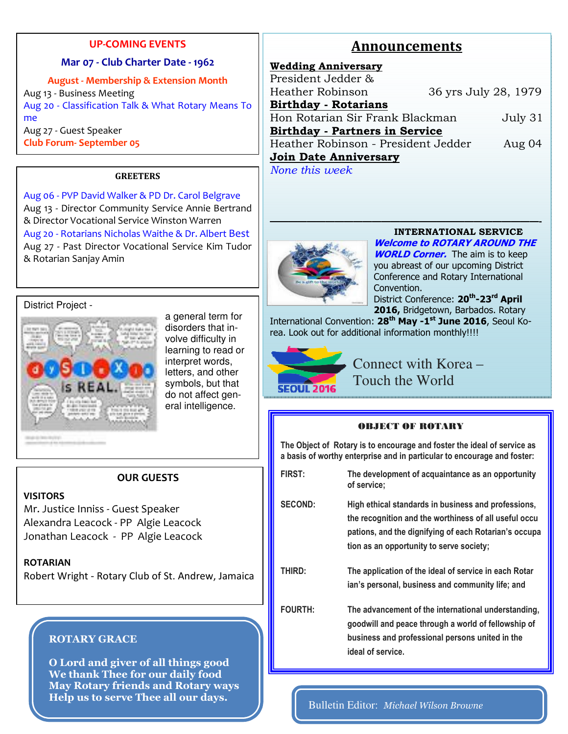## UP-COMING EVENTS

**Mar 07 - Club Charter Date - 1962**

**August - Membership & Extension Month**

Aug 13 - Business Meeting

Aug 20 - Classification Talk & What Rotary Means To me

Aug 27 - Guest Speaker

**Club Forum- September 05**

## GREETERS

Aug 06 - PVP David Walker & PD Dr. Carol Belgrave

Aug 13 - Director Community Service Annie Bertrand & Director Vocational Service Winston Warren

Aug 20 - Rotarians Nicholas Waithe & Dr. Albert Best

Aug 27 - Past Director Vocational Service Kim Tudor & Rotarian Sanjay Amin

## District Project -

a general term for disorders that involve difficulty in learning to read or interpret words, letters, and other symbols, but that do not affect general intelligence.

## OUR GUESTS

**VISITORS**

Mr. Justice Inniss - Guest Speaker

Alexandra Leacock - PP Algie Leacock

Jonathan Leacock - PP Algie Leacock

**ROTARIAN**

Robert Wright - Rotary Club of St. Andrew, Jamaica

## ROTARY GRACE

**O Lord and giver of all things good**
**We thank Thee for our daily food**
**May Rotary friends and Rotary ways**
**Help us to serve Thee all our days.**

# Announcements

**Wedding Anniversary**

President Jedder & Heather Robinson — 36 yrs July 28, 1979

**Birthday - Rotarians**

Hon Rotarian Sir Frank Blackman — July 31

**Birthday - Partners in Service**

Heather Robinson - President Jedder — Aug 04

**Join Date Anniversary**

*None this week*

## INTERNATIONAL SERVICE

***Welcome to ROTARY AROUND THE WORLD Corner.*** The aim is to keep you abreast of our upcoming District Conference and Rotary International Convention.

District Conference: **20th-23rd April 2016,** Bridgetown, Barbados. Rotary International Convention: **28th May -1st June 2016**, Seoul Korea. Look out for additional information monthly!!!!

Connect with Korea – Touch the World

## OBJECT OF ROTARY

**The Object of Rotary is to encourage and foster the ideal of service as a basis of worthy enterprise and in particular to encourage and foster:**

**FIRST:** The development of acquaintance as an opportunity of service;

**SECOND:** High ethical standards in business and professions, the recognition and the worthiness of all useful occupations, and the dignifying of each Rotarian's occupation as an opportunity to serve society;

**THIRD:** The application of the ideal of service in each Rotarian's personal, business and community life; and

**FOURTH:** The advancement of the international understanding, goodwill and peace through a world of fellowship of business and professional persons united in the ideal of service.

Bulletin Editor: *Michael Wilson Browne*